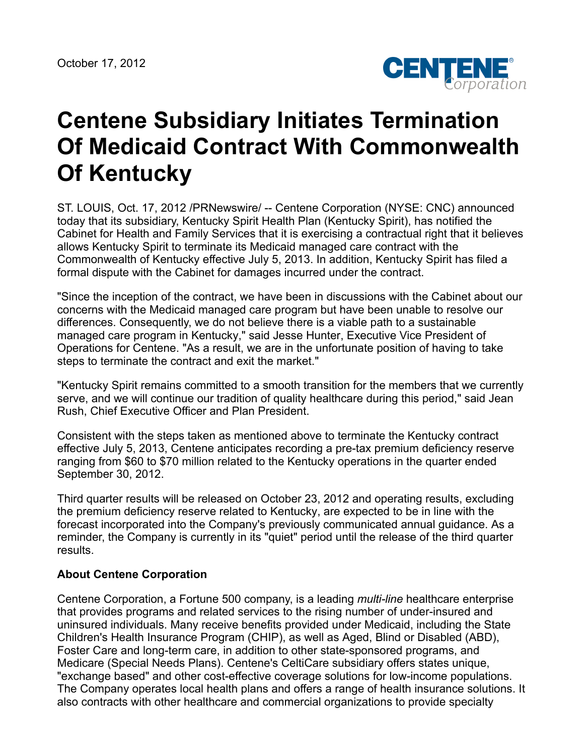October 17, 2012

# Centene Subsidiary Initiates Termination Of Medicaid Contract With Commonwealth Of Kentucky

ST. LOUIS, Oct. 17, 2012 /PRNewswire/ -- Centene Corporation (NYSE: CNC) announced today that its subsidiary, Kentucky Spirit Health Plan (Kentucky Spirit), has notified the Cabinet for Health and Family Services that it is exercising a contractual right that it believes allows Kentucky Spirit to terminate its Medicaid managed care contract with the Commonwealth of Kentucky effective July 5, 2013. In addition, Kentucky Spirit has filed a formal dispute with the Cabinet for damages incurred under the contract.

"Since the inception of the contract, we have been in discussions with the Cabinet about our concerns with the Medicaid managed care program but have been unable to resolve our differences. Consequently, we do not believe there is a viable path to a sustainable managed care program in Kentucky," said Jesse Hunter, Executive Vice President of Operations for Centene. "As a result, we are in the unfortunate position of having to take steps to terminate the contract and exit the market."

"Kentucky Spirit remains committed to a smooth transition for the members that we currently serve, and we will continue our tradition of quality healthcare during this period," said Jean Rush, Chief Executive Officer and Plan President.

Consistent with the steps taken as mentioned above to terminate the Kentucky contract effective July 5, 2013, Centene anticipates recording a pre-tax premium deficiency reserve ranging from $60 to $70 million related to the Kentucky operations in the quarter ended September 30, 2012.

Third quarter results will be released on October 23, 2012 and operating results, excluding the premium deficiency reserve related to Kentucky, are expected to be in line with the forecast incorporated into the Company's previously communicated annual guidance. As a reminder, the Company is currently in its "quiet" period until the release of the third quarter results.

**About Centene Corporation**

Centene Corporation, a Fortune 500 company, is a leading *multi-line* healthcare enterprise that provides programs and related services to the rising number of under-insured and uninsured individuals. Many receive benefits provided under Medicaid, including the State Children's Health Insurance Program (CHIP), as well as Aged, Blind or Disabled (ABD), Foster Care and long-term care, in addition to other state-sponsored programs, and Medicare (Special Needs Plans). Centene's CeltiCare subsidiary offers states unique, "exchange based" and other cost-effective coverage solutions for low-income populations. The Company operates local health plans and offers a range of health insurance solutions. It also contracts with other healthcare and commercial organizations to provide specialty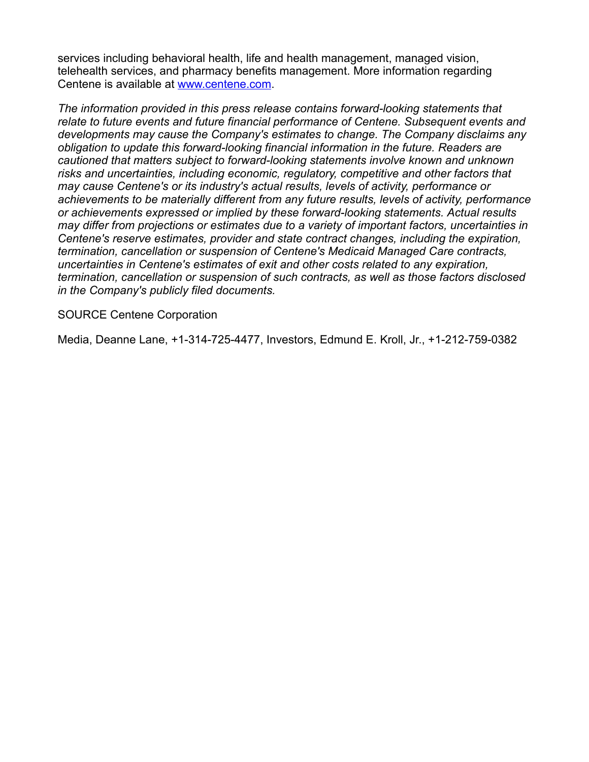services including behavioral health, life and health management, managed vision, telehealth services, and pharmacy benefits management. More information regarding Centene is available at [www.centene.com](http://www.centene.com).

*The information provided in this press release contains forward-looking statements that relate to future events and future financial performance of Centene. Subsequent events and developments may cause the Company's estimates to change. The Company disclaims any obligation to update this forward-looking financial information in the future. Readers are cautioned that matters subject to forward-looking statements involve known and unknown risks and uncertainties, including economic, regulatory, competitive and other factors that may cause Centene's or its industry's actual results, levels of activity, performance or achievements to be materially different from any future results, levels of activity, performance or achievements expressed or implied by these forward-looking statements. Actual results may differ from projections or estimates due to a variety of important factors, uncertainties in Centene's reserve estimates, provider and state contract changes, including the expiration, termination, cancellation or suspension of Centene's Medicaid Managed Care contracts, uncertainties in Centene's estimates of exit and other costs related to any expiration, termination, cancellation or suspension of such contracts, as well as those factors disclosed in the Company's publicly filed documents.*

SOURCE Centene Corporation

Media, Deanne Lane, +1-314-725-4477, Investors, Edmund E. Kroll, Jr., +1-212-759-0382